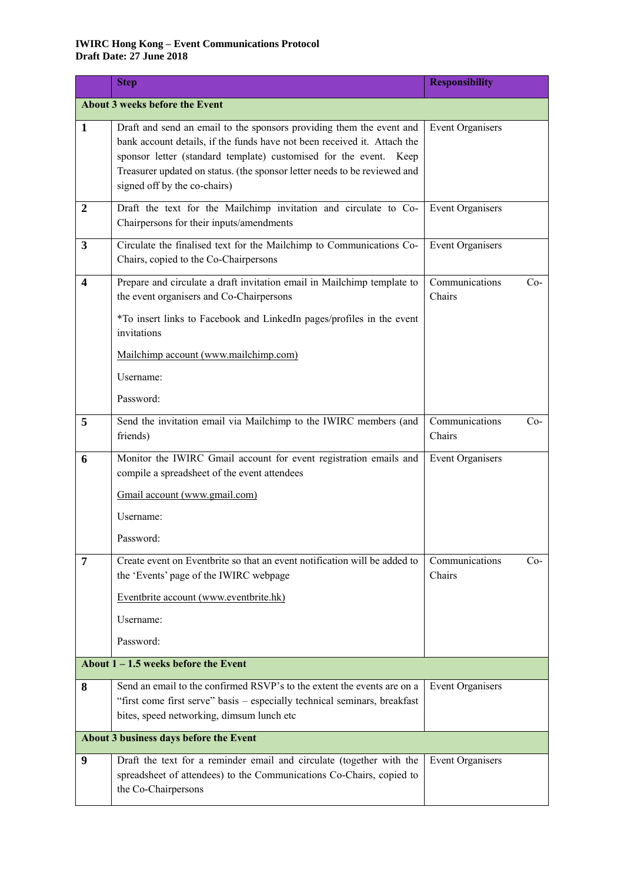**IWIRC Hong Kong – Event Communications Protocol**
**Draft Date: 27 June 2018**

| | Step | Responsibility |
|---|---|---|
| **About 3 weeks before the Event** | | |
| **1** | Draft and send an email to the sponsors providing them the event and bank account details, if the funds have not been received it. Attach the sponsor letter (standard template) customised for the event. Keep Treasurer updated on status. (the sponsor letter needs to be reviewed and signed off by the co-chairs) | Event Organisers |
| **2** | Draft the text for the Mailchimp invitation and circulate to Co-Chairpersons for their inputs/amendments | Event Organisers |
| **3** | Circulate the finalised text for the Mailchimp to Communications Co-Chairs, copied to the Co-Chairpersons | Event Organisers |
| **4** | Prepare and circulate a draft invitation email in Mailchimp template to the event organisers and Co-Chairpersons<br><br>*To insert links to Facebook and LinkedIn pages/profiles in the event invitations<br><br>Mailchimp account (www.mailchimp.com)<br><br>Username:<br><br>Password: | Communications Co-Chairs |
| **5** | Send the invitation email via Mailchimp to the IWIRC members (and friends) | Communications Co-Chairs |
| **6** | Monitor the IWIRC Gmail account for event registration emails and compile a spreadsheet of the event attendees<br><br>Gmail account (www.gmail.com)<br><br>Username:<br><br>Password: | Event Organisers |
| **7** | Create event on Eventbrite so that an event notification will be added to the 'Events' page of the IWIRC webpage<br><br>Eventbrite account (www.eventbrite.hk)<br><br>Username:<br><br>Password: | Communications Co-Chairs |
| **About 1 – 1.5 weeks before the Event** | | |
| **8** | Send an email to the confirmed RSVP's to the extent the events are on a "first come first serve" basis – especially technical seminars, breakfast bites, speed networking, dimsum lunch etc | Event Organisers |
| **About 3 business days before the Event** | | |
| **9** | Draft the text for a reminder email and circulate (together with the spreadsheet of attendees) to the Communications Co-Chairs, copied to the Co-Chairpersons | Event Organisers |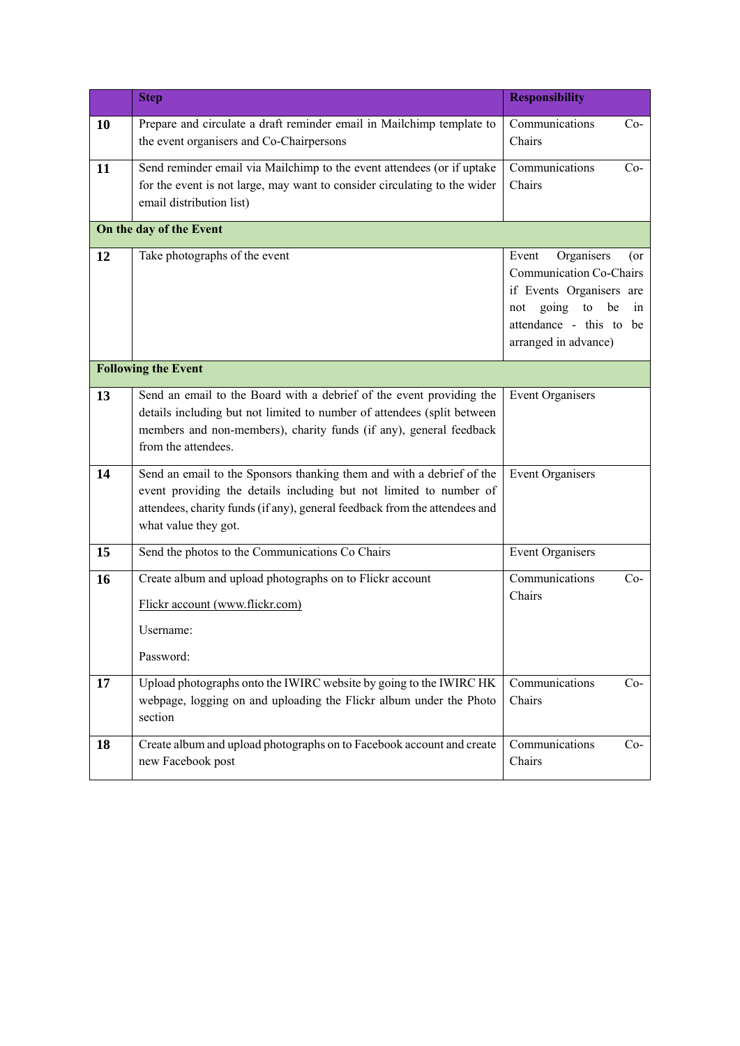|  | **Step** | **Responsibility** |
|---|---|---|
| **10** | Prepare and circulate a draft reminder email in Mailchimp template to the event organisers and Co-Chairpersons | Communications Co-Chairs |
| **11** | Send reminder email via Mailchimp to the event attendees (or if uptake for the event is not large, may want to consider circulating to the wider email distribution list) | Communications Co-Chairs |
| **On the day of the Event** | | |
| **12** | Take photographs of the event | Event Organisers (or Communication Co-Chairs if Events Organisers are not going to be in attendance - this to be arranged in advance) |
| **Following the Event** | | |
| **13** | Send an email to the Board with a debrief of the event providing the details including but not limited to number of attendees (split between members and non-members), charity funds (if any), general feedback from the attendees. | Event Organisers |
| **14** | Send an email to the Sponsors thanking them and with a debrief of the event providing the details including but not limited to number of attendees, charity funds (if any), general feedback from the attendees and what value they got. | Event Organisers |
| **15** | Send the photos to the Communications Co Chairs | Event Organisers |
| **16** | Create album and upload photographs on to Flickr account<br><br>Flickr account (www.flickr.com)<br><br>Username:<br><br>Password: | Communications Co-Chairs |
| **17** | Upload photographs onto the IWIRC website by going to the IWIRC HK webpage, logging on and uploading the Flickr album under the Photo section | Communications Co-Chairs |
| **18** | Create album and upload photographs on to Facebook account and create new Facebook post | Communications Co-Chairs |